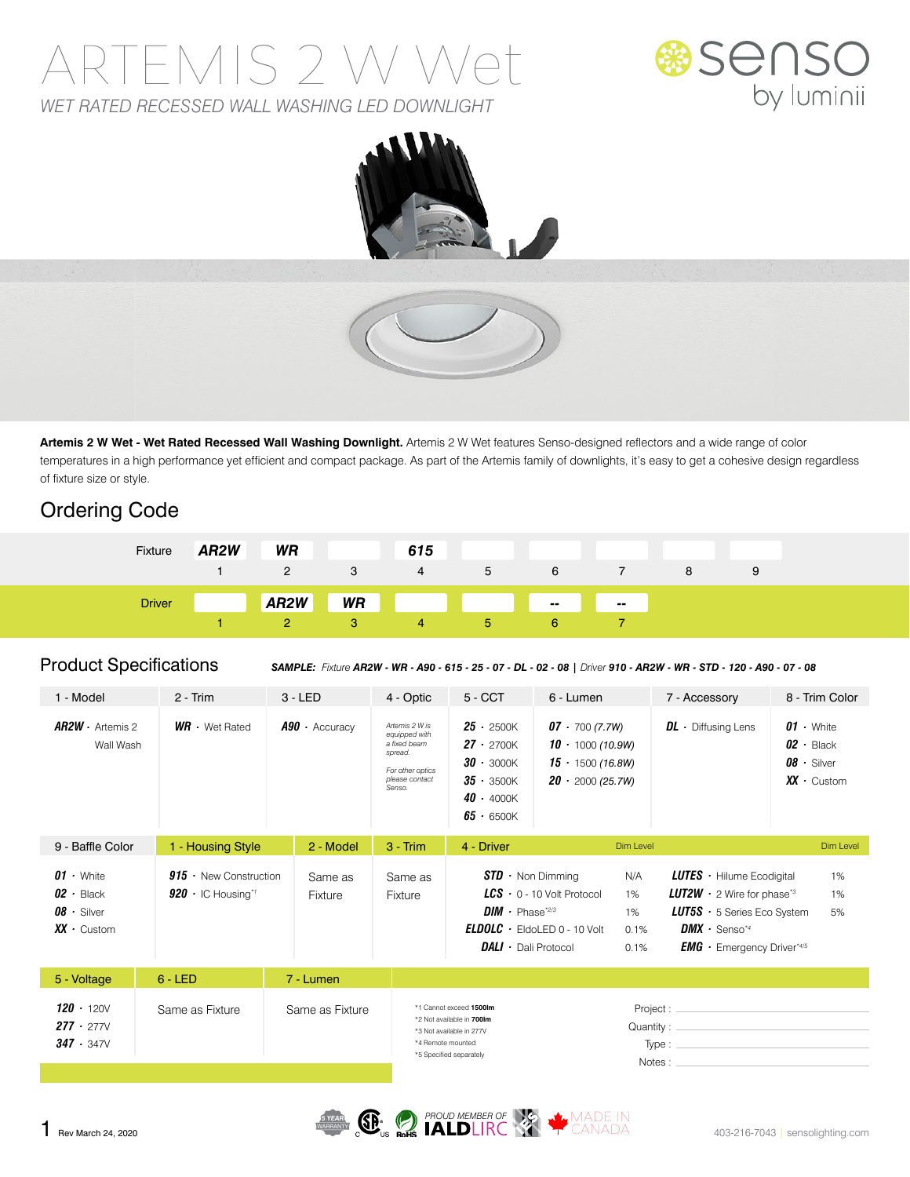# ARTEMIS 2 W Wet

*WET RATED RECESSED WALL WASHING LED DOWNLIGHT*

senso by luminii

**Artemis 2 W Wet - Wet Rated Recessed Wall Washing Downlight.** Artemis 2 W Wet features Senso-designed reflectors and a wide range of color temperatures in a high performance yet efficient and compact package. As part of the Artemis family of downlights, it's easy to get a cohesive design regardless of fixture size or style.

## Ordering Code

| | 1 | 2 | 3 | 4 | 5 | 6 | 7 | 8 | 9 |
|---|---|---|---|---|---|---|---|---|---|
| Fixture | **AR2W** | **WR** | | **615** | | | | | |
| Driver | | **AR2W** | **WR** | | | **--** | **--** | | |

## Product Specifications

***SAMPLE:*** *Fixture* ***AR2W - WR - A90 - 615 - 25 - 07 - DL - 02 - 08*** | *Driver* ***910 - AR2W - WR - STD - 120 - A90 - 07 - 08***

| 1 - Model | 2 - Trim | 3 - LED | 4 - Optic | 5 - CCT | 6 - Lumen | 7 - Accessory | 8 - Trim Color |
|---|---|---|---|---|---|---|---|
| ***AR2W*** · Artemis 2 Wall Wash | ***WR*** · Wet Rated | ***A90*** · Accuracy | *Artemis 2 W is equipped with a fixed beam spread.* *For other optics please contact Senso.* | ***25*** · 2500K<br>***27*** · 2700K<br>***30*** · 3000K<br>***35*** · 3500K<br>***40*** · 4000K<br>***65*** · 6500K | ***07*** · 700 *(7.7W)*<br>***10*** · 1000 *(10.9W)*<br>***15*** · 1500 *(16.8W)*<br>***20*** · 2000 *(25.7W)* | ***DL*** · Diffusing Lens | ***01*** · White<br>***02*** · Black<br>***08*** · Silver<br>***XX*** · Custom |

| 9 - Baffle Color | 1 - Housing Style | 2 - Model | 3 - Trim | 4 - Driver | Dim Level | | Dim Level |
|---|---|---|---|---|---|---|---|
| ***01*** · White<br>***02*** · Black<br>***08*** · Silver<br>***XX*** · Custom | ***915*** · New Construction<br>***920*** · IC Housing[*1] | Same as Fixture | Same as Fixture | ***STD*** · Non Dimming<br>***LCS*** · 0 - 10 Volt Protocol<br>***DIM*** · Phase[*2/3]<br>***ELDOLC*** · EldoLED 0 - 10 Volt<br>***DALI*** · Dali Protocol | N/A<br>1%<br>1%<br>0.1%<br>0.1% | ***LUTES*** · Hilume Ecodigital<br>***LUT2W*** · 2 Wire for phase[*3]<br>***LUT5S*** · 5 Series Eco System<br>***DMX*** · Senso[*4]<br>***EMG*** · Emergency Driver[*4/5] | 1%<br>1%<br>5% |

| 5 - Voltage | 6 - LED | 7 - Lumen |
|---|---|---|
| ***120*** · 120V<br>***277*** · 277V<br>***347*** · 347V | Same as Fixture | Same as Fixture |

*1 Cannot exceed **1500lm**
*2 Not available in **700lm**
*3 Not available in 277V
*4 Remote mounted
*5 Specified separately

Project : ______________________
Quantity : ______________________
Type : ______________________
Notes : ______________________

Rev March 24, 2020

5 YEAR WARRANTY · CSA C US · RoHS · PROUD MEMBER OF IALD LIRC · MADE IN CANADA

403-216-7043 | senslighting.com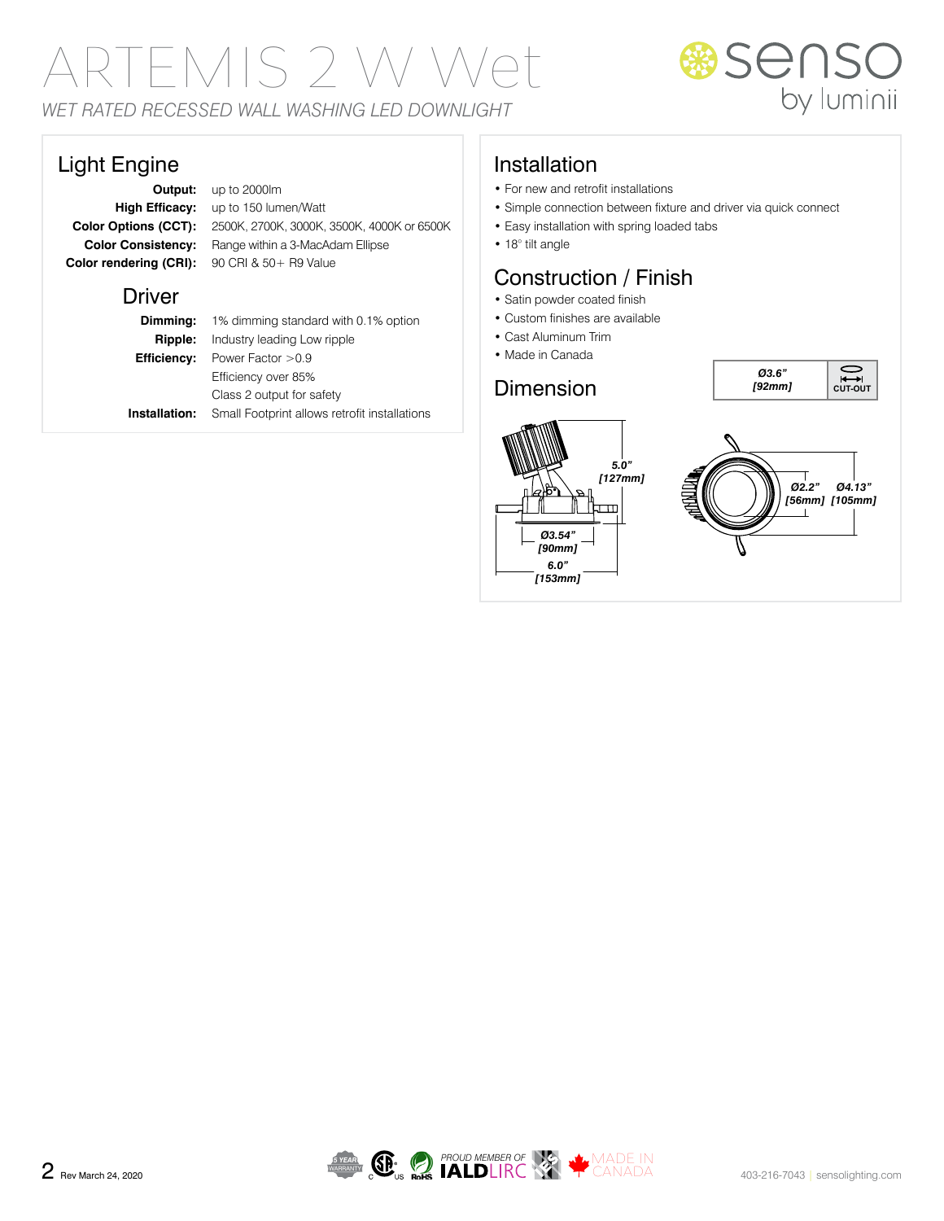# ARTEMIS 2 W Wet

*WET RATED RECESSED WALL WASHING LED DOWNLIGHT*

senso by luminii

## Light Engine

| | |
|---|---|
| **Output:** | up to 2000lm |
| **High Efficacy:** | up to 150 lumen/Watt |
| **Color Options (CCT):** | 2500K, 2700K, 3000K, 3500K, 4000K or 6500K |
| **Color Consistency:** | Range within a 3-MacAdam Ellipse |
| **Color rendering (CRI):** | 90 CRI & 50+ R9 Value |

## Driver

| | |
|---|---|
| **Dimming:** | 1% dimming standard with 0.1% option |
| **Ripple:** | Industry leading Low ripple |
| **Efficiency:** | Power Factor >0.9 |
| | Efficiency over 85% |
| | Class 2 output for safety |
| **Installation:** | Small Footprint allows retrofit installations |

## Installation

- For new and retrofit installations
- Simple connection between fixture and driver via quick connect
- Easy installation with spring loaded tabs
- 18° tilt angle

## Construction / Finish

- Satin powder coated finish
- Custom finishes are available
- Cast Aluminum Trim
- Made in Canada

## Dimension

| Ø3.6" [92mm] | CUT-OUT |
|---|---|

5.0" [127mm]

Ø3.54" [90mm]

6.0" [153mm]

Ø2.2" [56mm]

Ø4.13" [105mm]

Rev March 24, 2020

5 YEAR WARRANTY | PROUD MEMBER OF IALD LIRC | MADE IN CANADA

403-216-7043 | sensolighting.com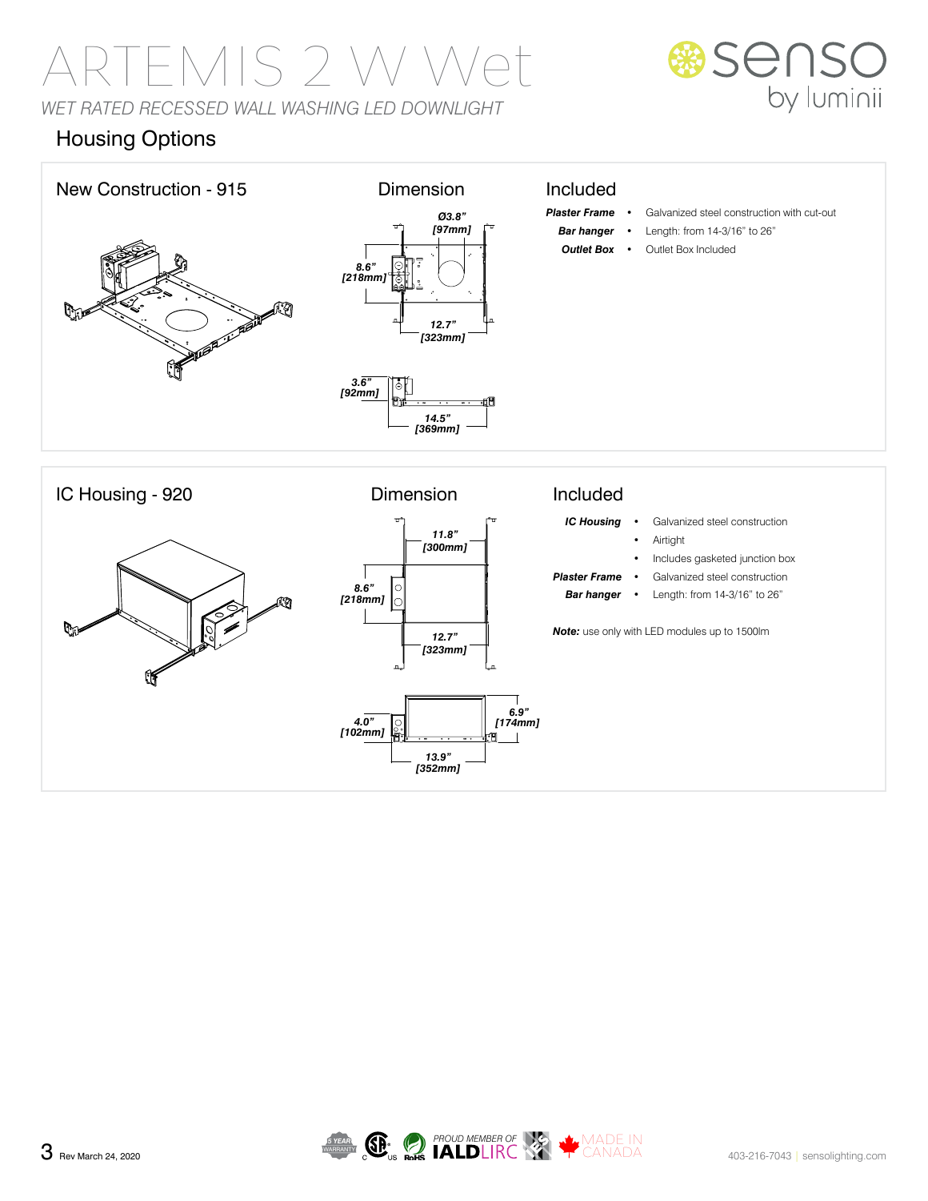# ARTEMIS 2 W Wet

*WET RATED RECESSED WALL WASHING LED DOWNLIGHT*

senso by luminii

## Housing Options

### New Construction - 915

#### Dimension

Ø3.8" [97mm]

8.6" [218mm]

12.7" [323mm]

3.6" [92mm]

14.5" [369mm]

#### Included

| | |
|---|---|
| ***Plaster Frame*** | • Galvanized steel construction with cut-out |
| ***Bar hanger*** | • Length: from 14-3/16" to 26" |
| ***Outlet Box*** | • Outlet Box Included |

### IC Housing - 920

#### Dimension

11.8" [300mm]

8.6" [218mm]

12.7" [323mm]

4.0" [102mm]

6.9" [174mm]

13.9" [352mm]

#### Included

| | |
|---|---|
| ***IC Housing*** | • Galvanized steel construction |
| | • Airtight |
| | • Includes gasketed junction box |
| ***Plaster Frame*** | • Galvanized steel construction |
| ***Bar hanger*** | • Length: from 14-3/16" to 26" |

***Note:*** use only with LED modules up to 1500lm

Rev March 24, 2020

5 YEAR WARRANTY | CSA C US | RoHS | PROUD MEMBER OF IALD LIRC | MADE IN CANADA

403-216-7043 | senso­lighting.com